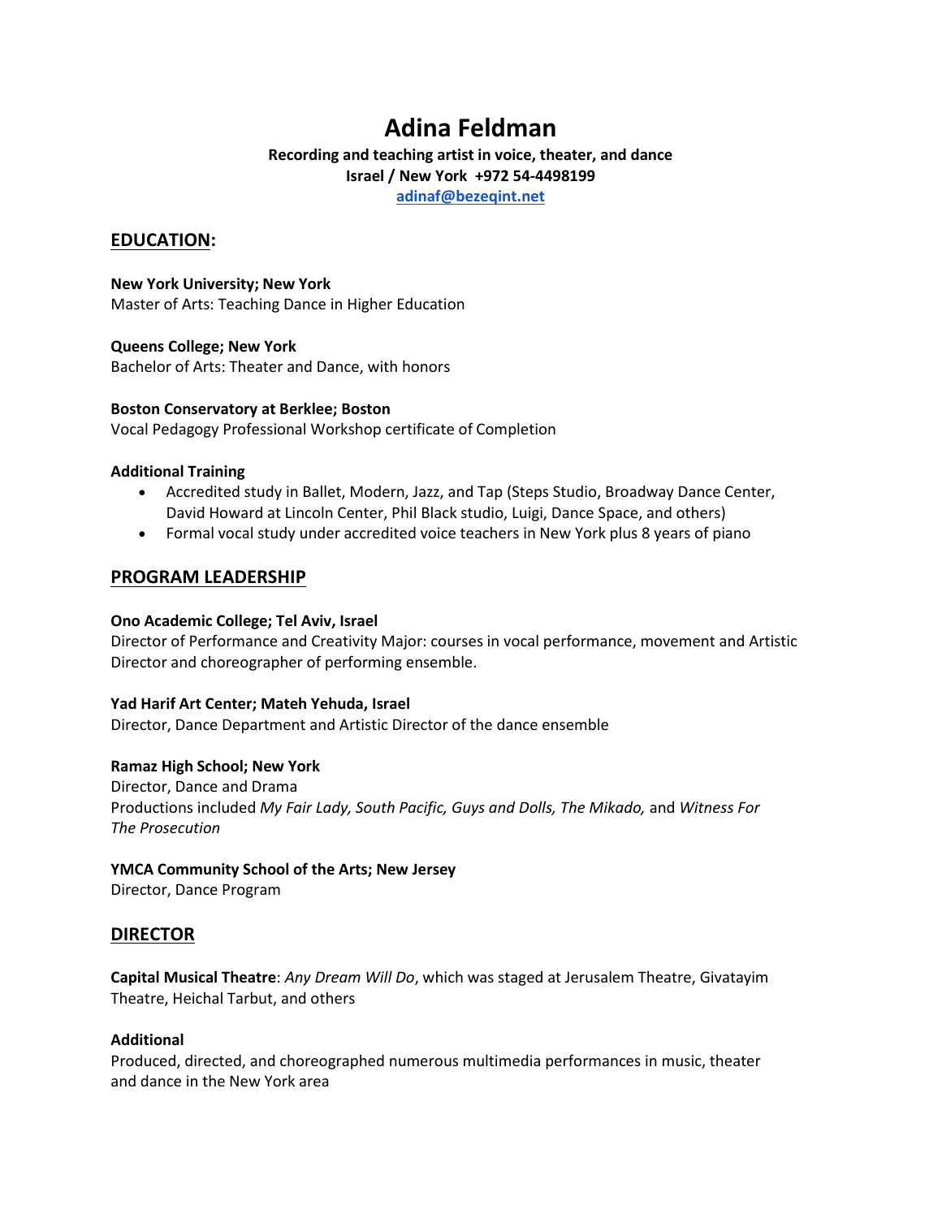# Adina Feldman

**Recording and teaching artist in voice, theater, and dance**
**Israel / New York +972 54-4498199**
**[adinaf@bezeqint.net](mailto:adinaf@bezeqint.net)**

## EDUCATION:

**New York University; New York**
Master of Arts: Teaching Dance in Higher Education

**Queens College; New York**
Bachelor of Arts: Theater and Dance, with honors

**Boston Conservatory at Berklee; Boston**
Vocal Pedagogy Professional Workshop certificate of Completion

**Additional Training**

- Accredited study in Ballet, Modern, Jazz, and Tap (Steps Studio, Broadway Dance Center, David Howard at Lincoln Center, Phil Black studio, Luigi, Dance Space, and others)
- Formal vocal study under accredited voice teachers in New York plus 8 years of piano

## PROGRAM LEADERSHIP

**Ono Academic College; Tel Aviv, Israel**
Director of Performance and Creativity Major: courses in vocal performance, movement and Artistic Director and choreographer of performing ensemble.

**Yad Harif Art Center; Mateh Yehuda, Israel**
Director, Dance Department and Artistic Director of the dance ensemble

**Ramaz High School; New York**
Director, Dance and Drama
Productions included *My Fair Lady, South Pacific, Guys and Dolls, The Mikado,* and *Witness For The Prosecution*

**YMCA Community School of the Arts; New Jersey**
Director, Dance Program

## DIRECTOR

**Capital Musical Theatre**: *Any Dream Will Do*, which was staged at Jerusalem Theatre, Givatayim Theatre, Heichal Tarbut, and others

**Additional**
Produced, directed, and choreographed numerous multimedia performances in music, theater and dance in the New York area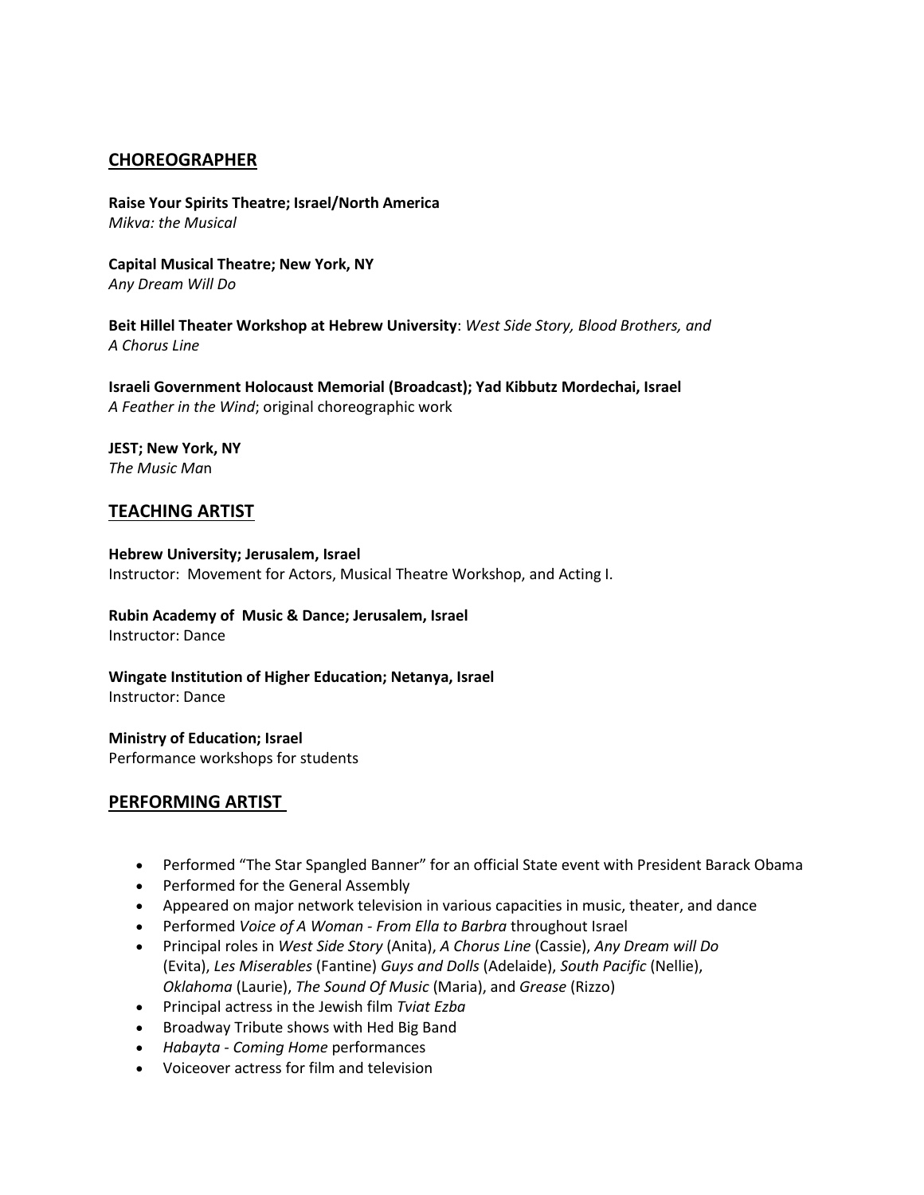## CHOREOGRAPHER

**Raise Your Spirits Theatre; Israel/North America**
*Mikva: the Musical*

**Capital Musical Theatre; New York, NY**
*Any Dream Will Do*

**Beit Hillel Theater Workshop at Hebrew University**: *West Side Story, Blood Brothers, and A Chorus Line*

**Israeli Government Holocaust Memorial (Broadcast); Yad Kibbutz Mordechai, Israel**
*A Feather in the Wind*; original choreographic work

**JEST; New York, NY**
*The Music Man*

## TEACHING ARTIST

**Hebrew University; Jerusalem, Israel**
Instructor: Movement for Actors, Musical Theatre Workshop, and Acting I.

**Rubin Academy of Music & Dance; Jerusalem, Israel**
Instructor: Dance

**Wingate Institution of Higher Education; Netanya, Israel**
Instructor: Dance

**Ministry of Education; Israel**
Performance workshops for students

## PERFORMING ARTIST

- Performed "The Star Spangled Banner" for an official State event with President Barack Obama
- Performed for the General Assembly
- Appeared on major network television in various capacities in music, theater, and dance
- Performed *Voice of A Woman - From Ella to Barbra* throughout Israel
- Principal roles in *West Side Story* (Anita), *A Chorus Line* (Cassie), *Any Dream will Do* (Evita), *Les Miserables* (Fantine) *Guys and Dolls* (Adelaide), *South Pacific* (Nellie), *Oklahoma* (Laurie), *The Sound Of Music* (Maria), and *Grease* (Rizzo)
- Principal actress in the Jewish film *Tviat Ezba*
- Broadway Tribute shows with Hed Big Band
- *Habayta - Coming Home* performances
- Voiceover actress for film and television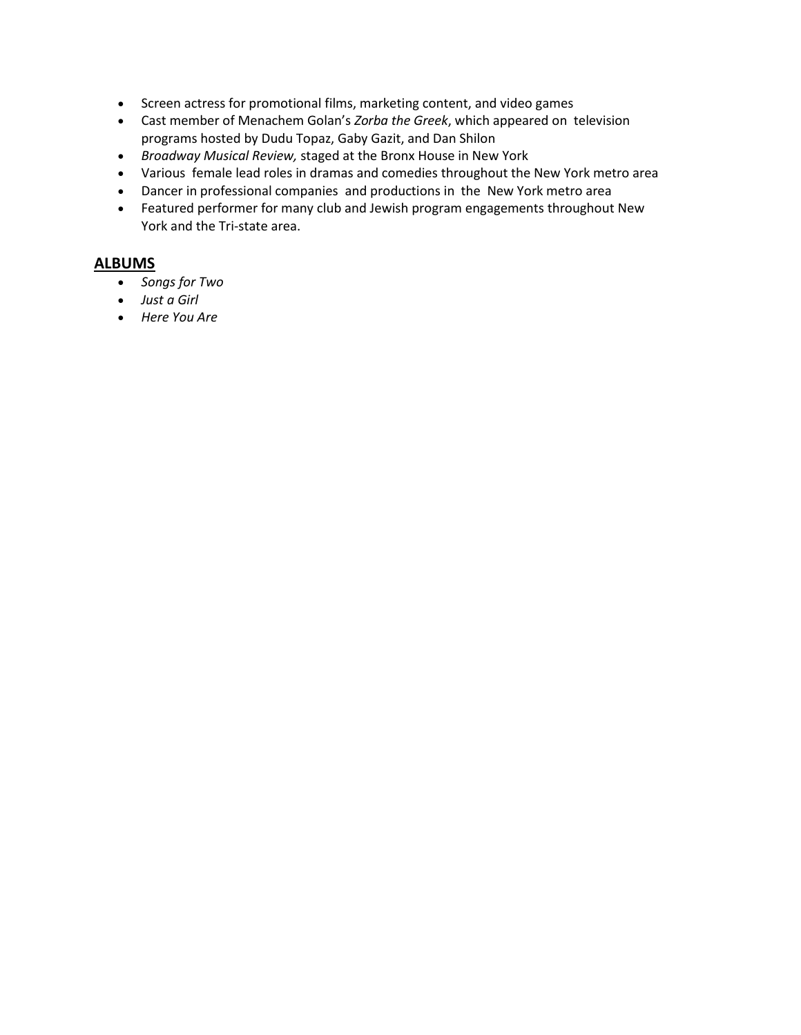- Screen actress for promotional films, marketing content, and video games
- Cast member of Menachem Golan's *Zorba the Greek*, which appeared on television programs hosted by Dudu Topaz, Gaby Gazit, and Dan Shilon
- *Broadway Musical Review,* staged at the Bronx House in New York
- Various female lead roles in dramas and comedies throughout the New York metro area
- Dancer in professional companies and productions in the New York metro area
- Featured performer for many club and Jewish program engagements throughout New York and the Tri-state area.

## **ALBUMS**

- *Songs for Two*
- *Just a Girl*
- *Here You Are*